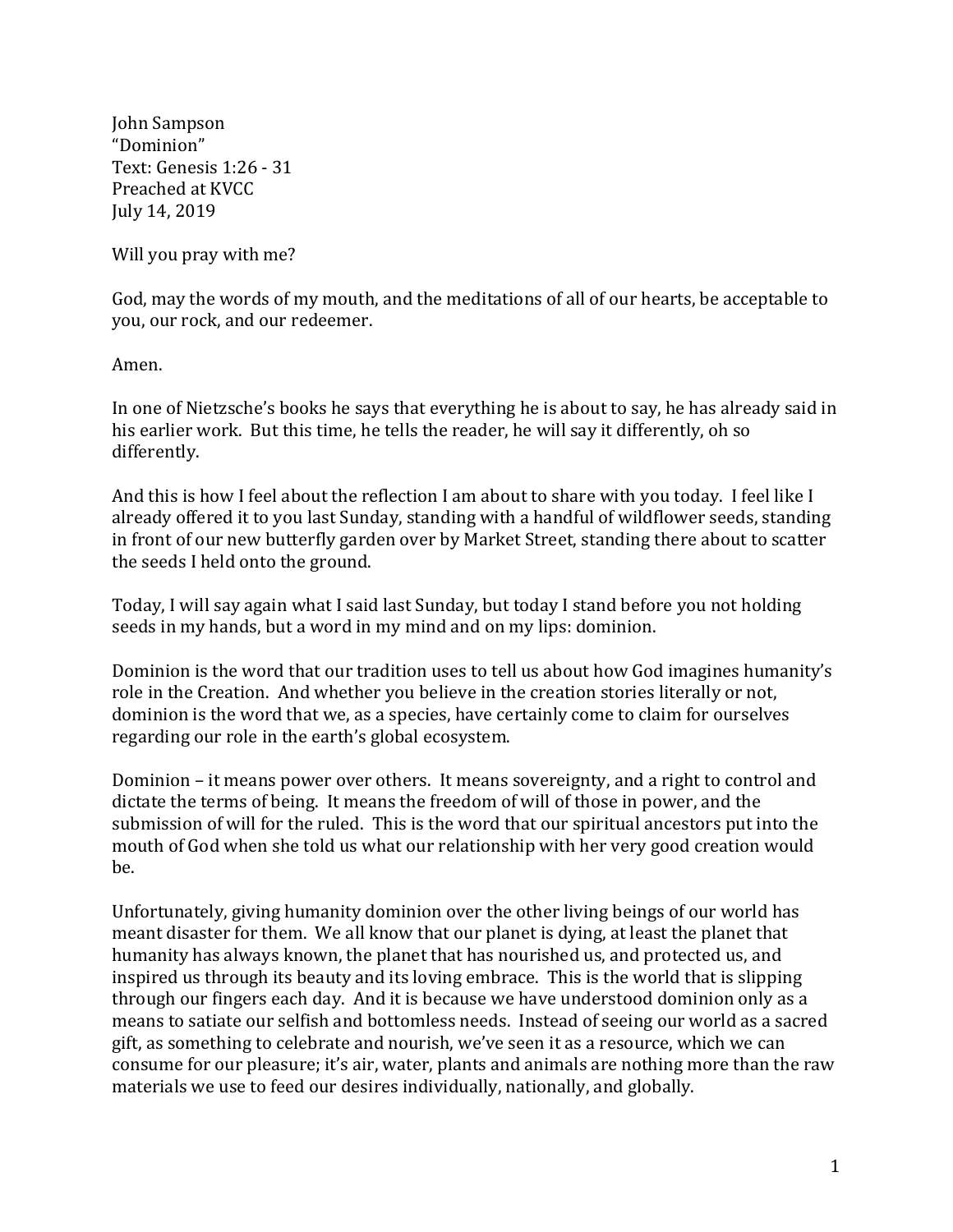John Sampson
"Dominion"
Text: Genesis 1:26 - 31
Preached at KVCC
July 14, 2019

Will you pray with me?

God, may the words of my mouth, and the meditations of all of our hearts, be acceptable to you, our rock, and our redeemer.

Amen.

In one of Nietzsche's books he says that everything he is about to say, he has already said in his earlier work. But this time, he tells the reader, he will say it differently, oh so differently.

And this is how I feel about the reflection I am about to share with you today. I feel like I already offered it to you last Sunday, standing with a handful of wildflower seeds, standing in front of our new butterfly garden over by Market Street, standing there about to scatter the seeds I held onto the ground.

Today, I will say again what I said last Sunday, but today I stand before you not holding seeds in my hands, but a word in my mind and on my lips: dominion.

Dominion is the word that our tradition uses to tell us about how God imagines humanity's role in the Creation. And whether you believe in the creation stories literally or not, dominion is the word that we, as a species, have certainly come to claim for ourselves regarding our role in the earth's global ecosystem.

Dominion – it means power over others. It means sovereignty, and a right to control and dictate the terms of being. It means the freedom of will of those in power, and the submission of will for the ruled. This is the word that our spiritual ancestors put into the mouth of God when she told us what our relationship with her very good creation would be.

Unfortunately, giving humanity dominion over the other living beings of our world has meant disaster for them. We all know that our planet is dying, at least the planet that humanity has always known, the planet that has nourished us, and protected us, and inspired us through its beauty and its loving embrace. This is the world that is slipping through our fingers each day. And it is because we have understood dominion only as a means to satiate our selfish and bottomless needs. Instead of seeing our world as a sacred gift, as something to celebrate and nourish, we've seen it as a resource, which we can consume for our pleasure; it's air, water, plants and animals are nothing more than the raw materials we use to feed our desires individually, nationally, and globally.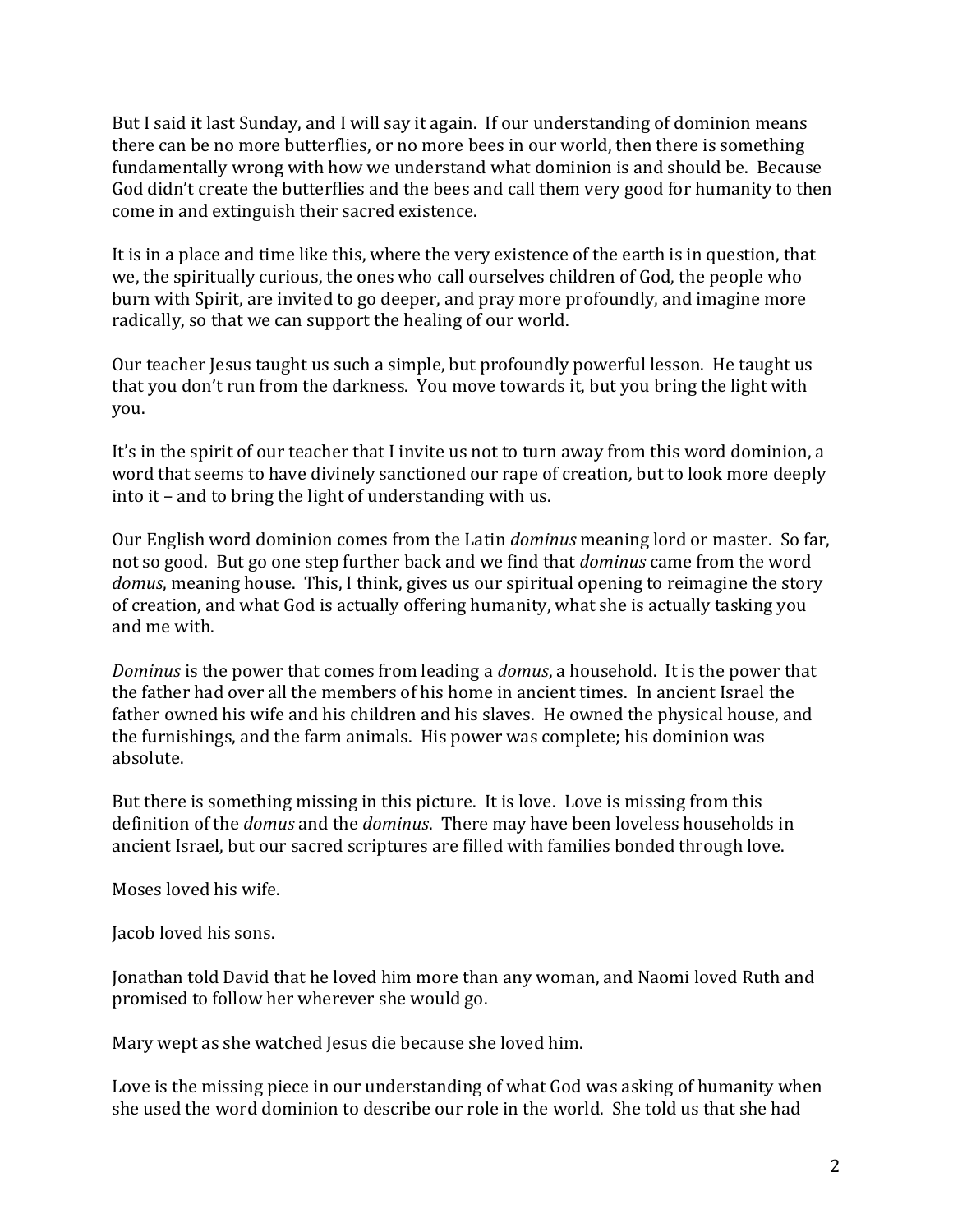But I said it last Sunday, and I will say it again. If our understanding of dominion means there can be no more butterflies, or no more bees in our world, then there is something fundamentally wrong with how we understand what dominion is and should be. Because God didn't create the butterflies and the bees and call them very good for humanity to then come in and extinguish their sacred existence.

It is in a place and time like this, where the very existence of the earth is in question, that we, the spiritually curious, the ones who call ourselves children of God, the people who burn with Spirit, are invited to go deeper, and pray more profoundly, and imagine more radically, so that we can support the healing of our world.

Our teacher Jesus taught us such a simple, but profoundly powerful lesson. He taught us that you don't run from the darkness. You move towards it, but you bring the light with you.

It's in the spirit of our teacher that I invite us not to turn away from this word dominion, a word that seems to have divinely sanctioned our rape of creation, but to look more deeply into it – and to bring the light of understanding with us.

Our English word dominion comes from the Latin *dominus* meaning lord or master. So far, not so good. But go one step further back and we find that *dominus* came from the word *domus*, meaning house. This, I think, gives us our spiritual opening to reimagine the story of creation, and what God is actually offering humanity, what she is actually tasking you and me with.

*Dominus* is the power that comes from leading a *domus*, a household. It is the power that the father had over all the members of his home in ancient times. In ancient Israel the father owned his wife and his children and his slaves. He owned the physical house, and the furnishings, and the farm animals. His power was complete; his dominion was absolute.

But there is something missing in this picture. It is love. Love is missing from this definition of the *domus* and the *dominus*. There may have been loveless households in ancient Israel, but our sacred scriptures are filled with families bonded through love.

Moses loved his wife.

Jacob loved his sons.

Jonathan told David that he loved him more than any woman, and Naomi loved Ruth and promised to follow her wherever she would go.

Mary wept as she watched Jesus die because she loved him.

Love is the missing piece in our understanding of what God was asking of humanity when she used the word dominion to describe our role in the world. She told us that she had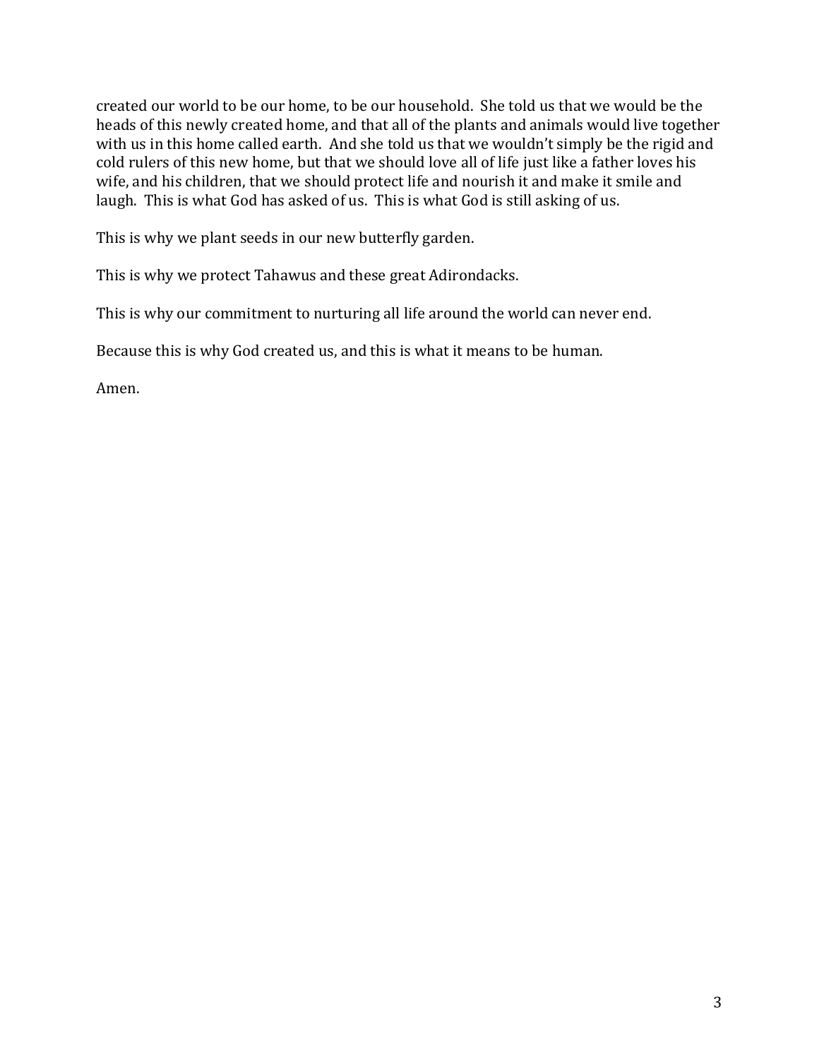created our world to be our home, to be our household. She told us that we would be the heads of this newly created home, and that all of the plants and animals would live together with us in this home called earth. And she told us that we wouldn't simply be the rigid and cold rulers of this new home, but that we should love all of life just like a father loves his wife, and his children, that we should protect life and nourish it and make it smile and laugh. This is what God has asked of us. This is what God is still asking of us.

This is why we plant seeds in our new butterfly garden.

This is why we protect Tahawus and these great Adirondacks.

This is why our commitment to nurturing all life around the world can never end.

Because this is why God created us, and this is what it means to be human.

Amen.